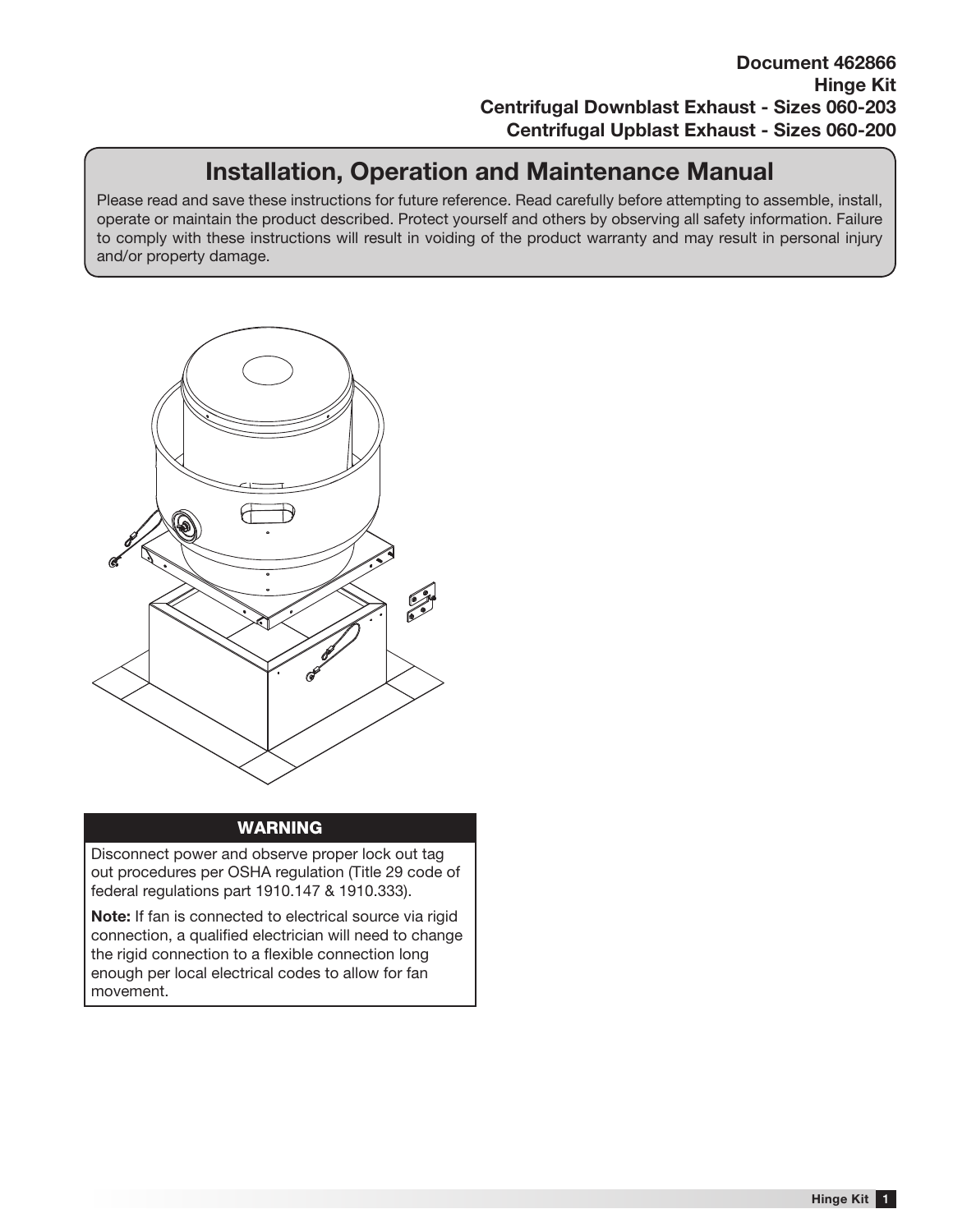**Document 462866**
**Hinge Kit**
**Centrifugal Downblast Exhaust - Sizes 060-203**
**Centrifugal Upblast Exhaust - Sizes 060-200**

# Installation, Operation and Maintenance Manual

Please read and save these instructions for future reference. Read carefully before attempting to assemble, install, operate or maintain the product described. Protect yourself and others by observing all safety information. Failure to comply with these instructions will result in voiding of the product warranty and may result in personal injury and/or property damage.

## WARNING

Disconnect power and observe proper lock out tag out procedures per OSHA regulation (Title 29 code of federal regulations part 1910.147 & 1910.333).

**Note:** If fan is connected to electrical source via rigid connection, a qualified electrician will need to change the rigid connection to a flexible connection long enough per local electrical codes to allow for fan movement.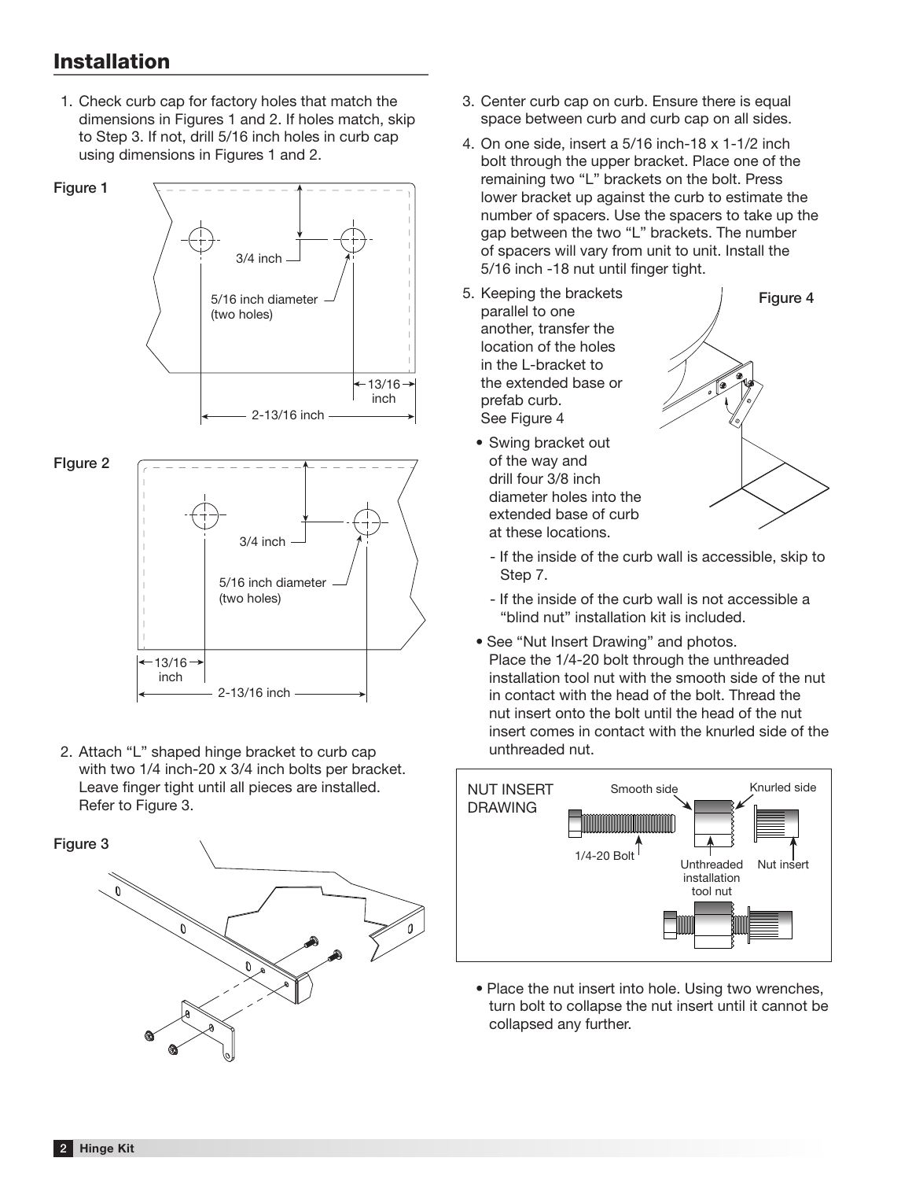## Installation

1. Check curb cap for factory holes that match the dimensions in Figures 1 and 2. If holes match, skip to Step 3. If not, drill 5/16 inch holes in curb cap using dimensions in Figures 1 and 2.

Figure 1

3/4 inch

5/16 inch diameter (two holes)

13/16 inch

2-13/16 inch

FIgure 2

3/4 inch

5/16 inch diameter (two holes)

13/16 inch

2-13/16 inch

2. Attach "L" shaped hinge bracket to curb cap with two 1/4 inch-20 x 3/4 inch bolts per bracket. Leave finger tight until all pieces are installed. Refer to Figure 3.

Figure 3

3. Center curb cap on curb. Ensure there is equal space between curb and curb cap on all sides.
4. On one side, insert a 5/16 inch-18 x 1-1/2 inch bolt through the upper bracket. Place one of the remaining two "L" brackets on the bolt. Press lower bracket up against the curb to estimate the number of spacers. Use the spacers to take up the gap between the two "L" brackets. The number of spacers will vary from unit to unit. Install the 5/16 inch -18 nut until finger tight.
5. Keeping the brackets parallel to one another, transfer the location of the holes in the L-bracket to the extended base or prefab curb. See Figure 4
   - Swing bracket out of the way and drill four 3/8 inch diameter holes into the extended base of curb at these locations.
     - If the inside of the curb wall is accessible, skip to Step 7.
     - If the inside of the curb wall is not accessible a "blind nut" installation kit is included.
   - See "Nut Insert Drawing" and photos. Place the 1/4-20 bolt through the unthreaded installation tool nut with the smooth side of the nut in contact with the head of the bolt. Thread the nut insert onto the bolt until the head of the nut insert comes in contact with the knurled side of the unthreaded nut.

Figure 4

NUT INSERT DRAWING

Smooth side — Knurled side — 1/4-20 Bolt — Unthreaded installation tool nut — Nut insert

   - Place the nut insert into hole. Using two wrenches, turn bolt to collapse the nut insert until it cannot be collapsed any further.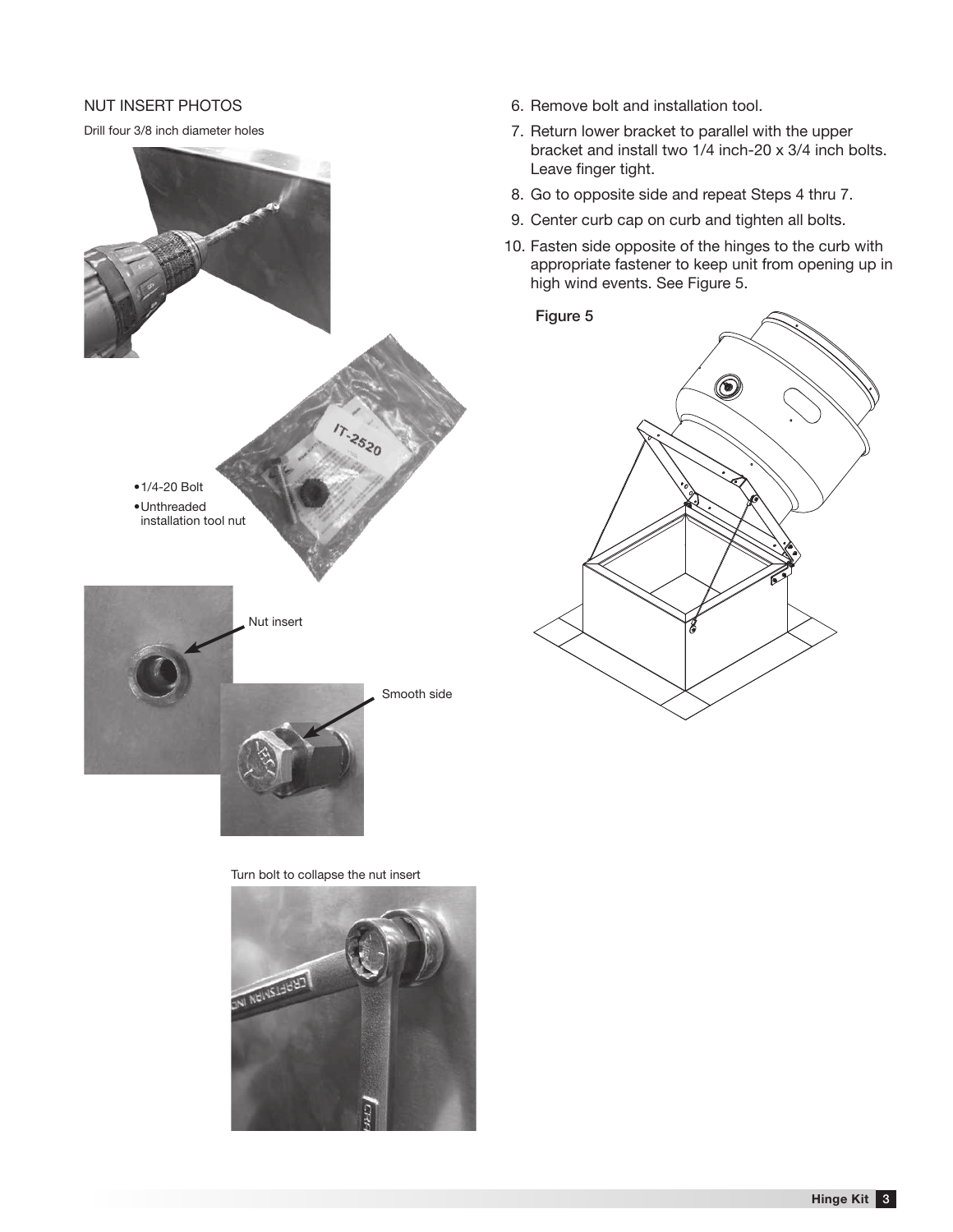NUT INSERT PHOTOS

Drill four 3/8 inch diameter holes

- 1/4-20 Bolt
- Unthreaded installation tool nut

Nut insert

Smooth side

Turn bolt to collapse the nut insert

6. Remove bolt and installation tool.
7. Return lower bracket to parallel with the upper bracket and install two 1/4 inch-20 x 3/4 inch bolts. Leave finger tight.
8. Go to opposite side and repeat Steps 4 thru 7.
9. Center curb cap on curb and tighten all bolts.
10. Fasten side opposite of the hinges to the curb with appropriate fastener to keep unit from opening up in high wind events. See Figure 5.

Figure 5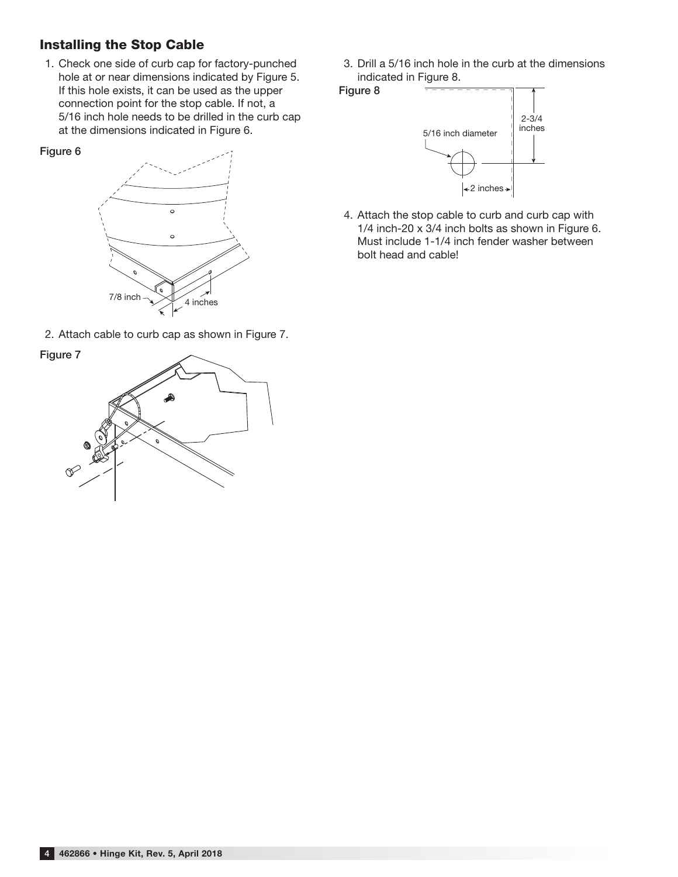## Installing the Stop Cable

1. Check one side of curb cap for factory-punched hole at or near dimensions indicated by Figure 5. If this hole exists, it can be used as the upper connection point for the stop cable. If not, a 5/16 inch hole needs to be drilled in the curb cap at the dimensions indicated in Figure 6.

Figure 6

7/8 inch

4 inches

2. Attach cable to curb cap as shown in Figure 7.

Figure 7

3. Drill a 5/16 inch hole in the curb at the dimensions indicated in Figure 8.

Figure 8

5/16 inch diameter

2-3/4 inches

2 inches

4. Attach the stop cable to curb and curb cap with 1/4 inch-20 x 3/4 inch bolts as shown in Figure 6. Must include 1-1/4 inch fender washer between bolt head and cable!